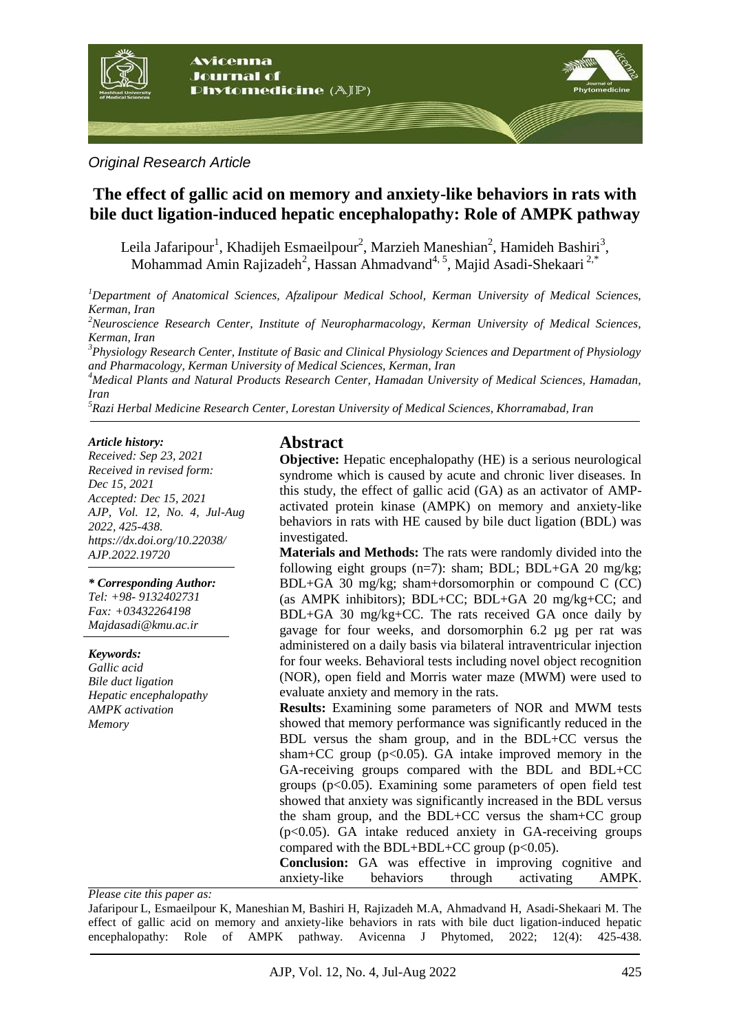*Original Research Article*

# The effect of gallic acid on memory and anxiety-like behaviors in rats with bile duct ligation-induced hepatic encephalopathy: Role of AMPK pathway

Leila Jafaripour[1], Khadijeh Esmaeilpour[2], Marzieh Maneshian[2], Hamideh Bashiri[3], Mohammad Amin Rajizadeh[2], Hassan Ahmadvand[4, 5], Majid Asadi-Shekaari [2,*]

[1]*Department of Anatomical Sciences, Afzalipour Medical School, Kerman University of Medical Sciences, Kerman, Iran*

[2]*Neuroscience Research Center, Institute of Neuropharmacology, Kerman University of Medical Sciences, Kerman, Iran*

[3]*Physiology Research Center, Institute of Basic and Clinical Physiology Sciences and Department of Physiology and Pharmacology, Kerman University of Medical Sciences, Kerman, Iran*

[4]*Medical Plants and Natural Products Research Center, Hamadan University of Medical Sciences, Hamadan, Iran*

[5]*Razi Herbal Medicine Research Center, Lorestan University of Medical Sciences, Khorramabad, Iran*

***Article history:***

*Received: Sep 23, 2021*
*Received in revised form: Dec 15, 2021*
*Accepted: Dec 15, 2021*
*AJP, Vol. 12, No. 4, Jul-Aug 2022, 425-438.*
*https://dx.doi.org/10.22038/AJP.2022.19720*

***\* Corresponding Author:***

*Tel: +98- 9132402731*
*Fax: +03432264198*
*Majdasadi@kmu.ac.ir*

***Keywords:***

*Gallic acid*
*Bile duct ligation*
*Hepatic encephalopathy*
*AMPK activation*
*Memory*

## Abstract

**Objective:** Hepatic encephalopathy (HE) is a serious neurological syndrome which is caused by acute and chronic liver diseases. In this study, the effect of gallic acid (GA) as an activator of AMP-activated protein kinase (AMPK) on memory and anxiety-like behaviors in rats with HE caused by bile duct ligation (BDL) was investigated.

**Materials and Methods:** The rats were randomly divided into the following eight groups (n=7): sham; BDL; BDL+GA 20 mg/kg; BDL+GA 30 mg/kg; sham+dorsomorphin or compound C (CC) (as AMPK inhibitors); BDL+CC; BDL+GA 20 mg/kg+CC; and BDL+GA 30 mg/kg+CC. The rats received GA once daily by gavage for four weeks, and dorsomorphin 6.2 µg per rat was administered on a daily basis via bilateral intraventricular injection for four weeks. Behavioral tests including novel object recognition (NOR), open field and Morris water maze (MWM) were used to evaluate anxiety and memory in the rats.

**Results:** Examining some parameters of NOR and MWM tests showed that memory performance was significantly reduced in the BDL versus the sham group, and in the BDL+CC versus the sham+CC group ($p<0.05$). GA intake improved memory in the GA-receiving groups compared with the BDL and BDL+CC groups ($p<0.05$). Examining some parameters of open field test showed that anxiety was significantly increased in the BDL versus the sham group, and the BDL+CC versus the sham+CC group ($p<0.05$). GA intake reduced anxiety in GA-receiving groups compared with the BDL+BDL+CC group ($p<0.05$).

**Conclusion:** GA was effective in improving cognitive and anxiety-like behaviors through activating AMPK.

*Please cite this paper as:*

Jafaripour L, Esmaeilpour K, Maneshian M, Bashiri H, Rajizadeh M.A, Ahmadvand H, Asadi-Shekaari M. The effect of gallic acid on memory and anxiety-like behaviors in rats with bile duct ligation-induced hepatic encephalopathy: Role of AMPK pathway. Avicenna J Phytomed, 2022; 12(4): 425-438.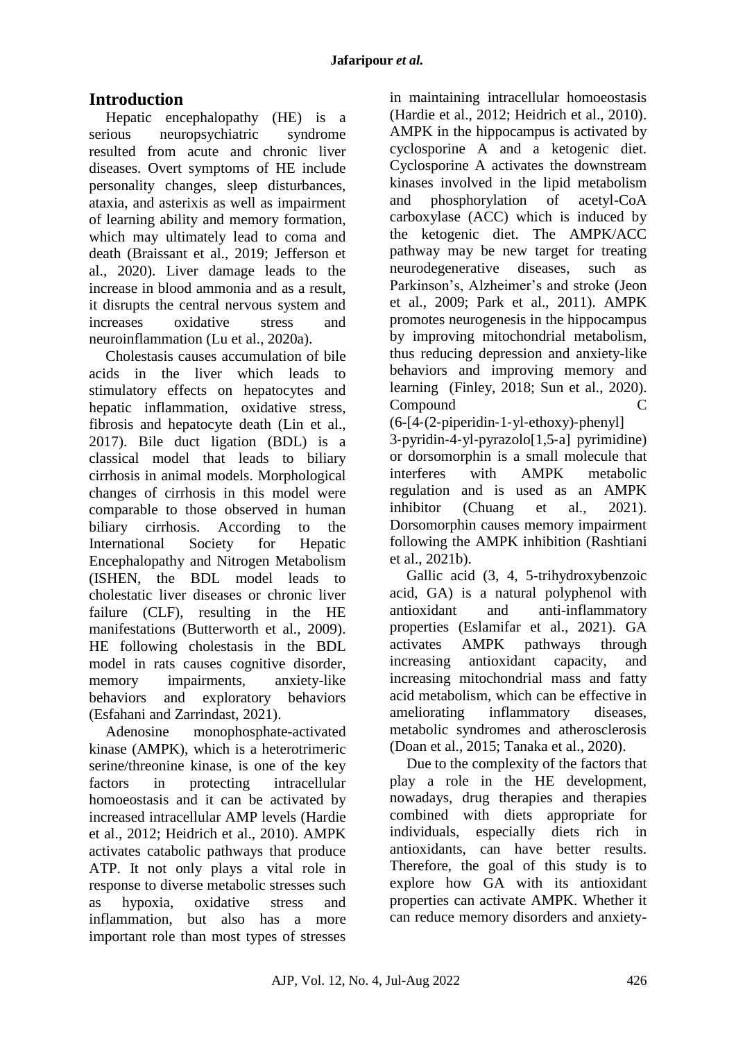## Introduction

Hepatic encephalopathy (HE) is a serious neuropsychiatric syndrome resulted from acute and chronic liver diseases. Overt symptoms of HE include personality changes, sleep disturbances, ataxia, and asterixis as well as impairment of learning ability and memory formation, which may ultimately lead to coma and death (Braissant et al., 2019; Jefferson et al., 2020). Liver damage leads to the increase in blood ammonia and as a result, it disrupts the central nervous system and increases oxidative stress and neuroinflammation (Lu et al., 2020a).

Cholestasis causes accumulation of bile acids in the liver which leads to stimulatory effects on hepatocytes and hepatic inflammation, oxidative stress, fibrosis and hepatocyte death (Lin et al., 2017). Bile duct ligation (BDL) is a classical model that leads to biliary cirrhosis in animal models. Morphological changes of cirrhosis in this model were comparable to those observed in human biliary cirrhosis. According to the International Society for Hepatic Encephalopathy and Nitrogen Metabolism (ISHEN, the BDL model leads to cholestatic liver diseases or chronic liver failure (CLF), resulting in the HE manifestations (Butterworth et al., 2009). HE following cholestasis in the BDL model in rats causes cognitive disorder, memory impairments, anxiety-like behaviors and exploratory behaviors (Esfahani and Zarrindast, 2021).

Adenosine monophosphate-activated kinase (AMPK), which is a heterotrimeric serine/threonine kinase, is one of the key factors in protecting intracellular homoeostasis and it can be activated by increased intracellular AMP levels (Hardie et al., 2012; Heidrich et al., 2010). AMPK activates catabolic pathways that produce ATP. It not only plays a vital role in response to diverse metabolic stresses such as hypoxia, oxidative stress and inflammation, but also has a more important role than most types of stresses in maintaining intracellular homoeostasis (Hardie et al., 2012; Heidrich et al., 2010). AMPK in the hippocampus is activated by cyclosporine A and a ketogenic diet. Cyclosporine A activates the downstream kinases involved in the lipid metabolism and phosphorylation of acetyl-CoA carboxylase (ACC) which is induced by the ketogenic diet. The AMPK/ACC pathway may be new target for treating neurodegenerative diseases, such as Parkinson's, Alzheimer's and stroke (Jeon et al., 2009; Park et al., 2011). AMPK promotes neurogenesis in the hippocampus by improving mitochondrial metabolism, thus reducing depression and anxiety-like behaviors and improving memory and learning (Finley, 2018; Sun et al., 2020). Compound C (6-[4-(2-piperidin-1-yl-ethoxy)-phenyl] 3-pyridin-4-yl-pyrazolo[1,5-a] pyrimidine) or dorsomorphin is a small molecule that interferes with AMPK metabolic regulation and is used as an AMPK inhibitor (Chuang et al., 2021). Dorsomorphin causes memory impairment following the AMPK inhibition (Rashtiani et al., 2021b).

Gallic acid (3, 4, 5-trihydroxybenzoic acid, GA) is a natural polyphenol with antioxidant and anti-inflammatory properties (Eslamifar et al., 2021). GA activates AMPK pathways through increasing antioxidant capacity, and increasing mitochondrial mass and fatty acid metabolism, which can be effective in ameliorating inflammatory diseases, metabolic syndromes and atherosclerosis (Doan et al., 2015; Tanaka et al., 2020).

Due to the complexity of the factors that play a role in the HE development, nowadays, drug therapies and therapies combined with diets appropriate for individuals, especially diets rich in antioxidants, can have better results. Therefore, the goal of this study is to explore how GA with its antioxidant properties can activate AMPK. Whether it can reduce memory disorders and anxiety-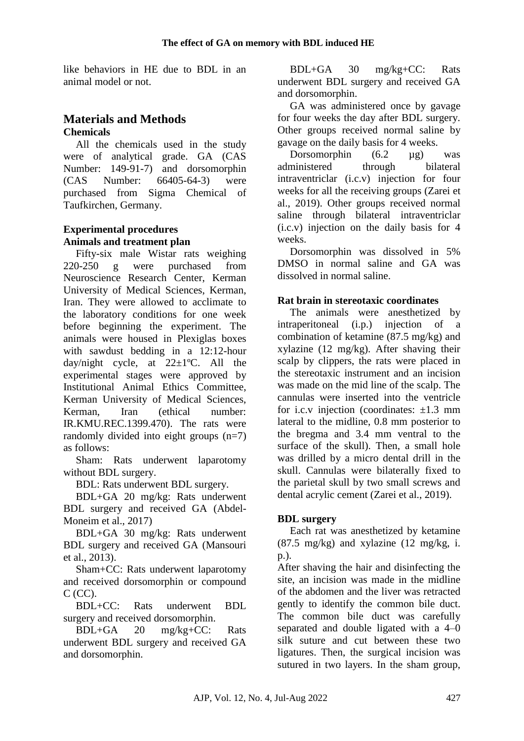like behaviors in HE due to BDL in an animal model or not.

## Materials and Methods

### Chemicals

All the chemicals used in the study were of analytical grade. GA (CAS Number: 149-91-7) and dorsomorphin (CAS Number: 66405-64-3) were purchased from Sigma Chemical of Taufkirchen, Germany.

### Experimental procedures

### Animals and treatment plan

Fifty-six male Wistar rats weighing 220-250 g were purchased from Neuroscience Research Center, Kerman University of Medical Sciences, Kerman, Iran. They were allowed to acclimate to the laboratory conditions for one week before beginning the experiment. The animals were housed in Plexiglas boxes with sawdust bedding in a 12:12-hour day/night cycle, at 22±1ºC. All the experimental stages were approved by Institutional Animal Ethics Committee, Kerman University of Medical Sciences, Kerman, Iran (ethical number: IR.KMU.REC.1399.470). The rats were randomly divided into eight groups (n=7) as follows:

Sham: Rats underwent laparotomy without BDL surgery.

BDL: Rats underwent BDL surgery.

BDL+GA 20 mg/kg: Rats underwent BDL surgery and received GA (Abdel-Moneim et al., 2017)

BDL+GA 30 mg/kg: Rats underwent BDL surgery and received GA (Mansouri et al., 2013).

Sham+CC: Rats underwent laparotomy and received dorsomorphin or compound C (CC).

BDL+CC: Rats underwent BDL surgery and received dorsomorphin.

BDL+GA 20 mg/kg+CC: Rats underwent BDL surgery and received GA and dorsomorphin.

BDL+GA 30 mg/kg+CC: Rats underwent BDL surgery and received GA and dorsomorphin.

GA was administered once by gavage for four weeks the day after BDL surgery. Other groups received normal saline by gavage on the daily basis for 4 weeks.

Dorsomorphin (6.2 µg) was administered through bilateral intraventriclar (i.c.v) injection for four weeks for all the receiving groups (Zarei et al., 2019). Other groups received normal saline through bilateral intraventriclar (i.c.v) injection on the daily basis for 4 weeks.

Dorsomorphin was dissolved in 5% DMSO in normal saline and GA was dissolved in normal saline.

### Rat brain in stereotaxic coordinates

The animals were anesthetized by intraperitoneal (i.p.) injection of a combination of ketamine (87.5 mg/kg) and xylazine (12 mg/kg). After shaving their scalp by clippers, the rats were placed in the stereotaxic instrument and an incision was made on the mid line of the scalp. The cannulas were inserted into the ventricle for i.c.v injection (coordinates: ±1.3 mm lateral to the midline, 0.8 mm posterior to the bregma and 3.4 mm ventral to the surface of the skull). Then, a small hole was drilled by a micro dental drill in the skull. Cannulas were bilaterally fixed to the parietal skull by two small screws and dental acrylic cement (Zarei et al., 2019).

### BDL surgery

Each rat was anesthetized by ketamine (87.5 mg/kg) and xylazine (12 mg/kg, i. p.).

After shaving the hair and disinfecting the site, an incision was made in the midline of the abdomen and the liver was retracted gently to identify the common bile duct. The common bile duct was carefully separated and double ligated with a 4–0 silk suture and cut between these two ligatures. Then, the surgical incision was sutured in two layers. In the sham group,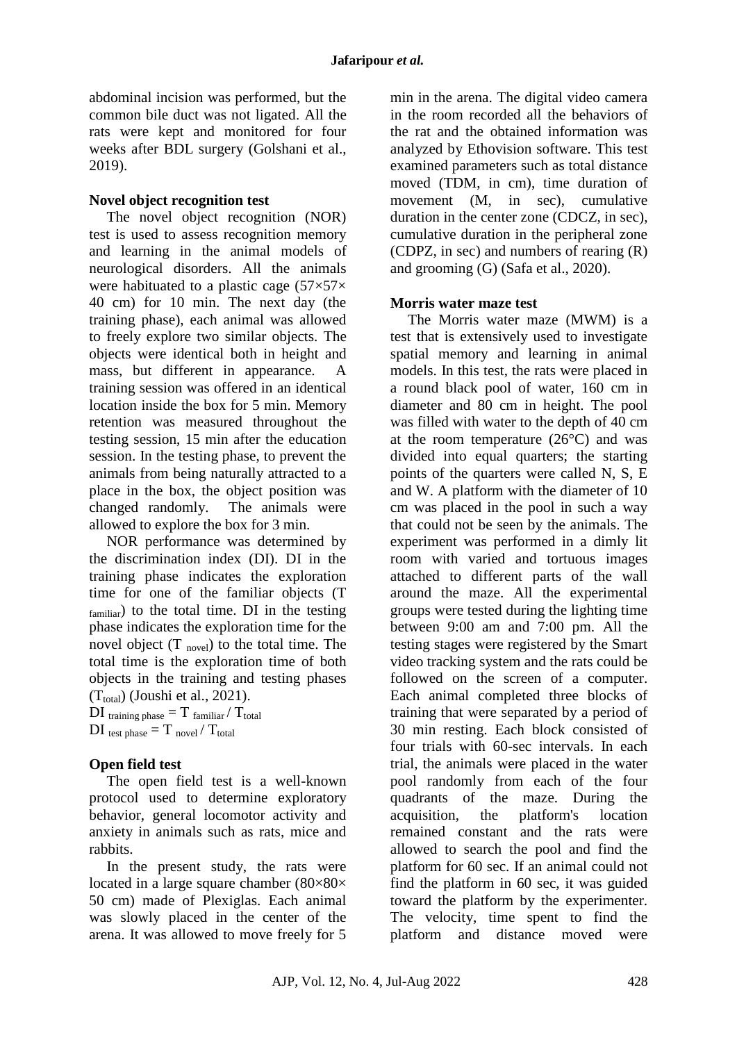abdominal incision was performed, but the common bile duct was not ligated. All the rats were kept and monitored for four weeks after BDL surgery (Golshani et al., 2019).

### Novel object recognition test

The novel object recognition (NOR) test is used to assess recognition memory and learning in the animal models of neurological disorders. All the animals were habituated to a plastic cage (57×57× 40 cm) for 10 min. The next day (the training phase), each animal was allowed to freely explore two similar objects. The objects were identical both in height and mass, but different in appearance. A training session was offered in an identical location inside the box for 5 min. Memory retention was measured throughout the testing session, 15 min after the education session. In the testing phase, to prevent the animals from being naturally attracted to a place in the box, the object position was changed randomly. The animals were allowed to explore the box for 3 min.

NOR performance was determined by the discrimination index (DI). DI in the training phase indicates the exploration time for one of the familiar objects ($T_{familiar}$) to the total time. DI in the testing phase indicates the exploration time for the novel object ($T_{novel}$) to the total time. The total time is the exploration time of both objects in the training and testing phases ($T_{total}$) (Joushi et al., 2021).

$$DI_{training\ phase} = T_{familiar} / T_{total}$$

$$DI_{test\ phase} = T_{novel} / T_{total}$$

### Open field test

The open field test is a well-known protocol used to determine exploratory behavior, general locomotor activity and anxiety in animals such as rats, mice and rabbits.

In the present study, the rats were located in a large square chamber (80×80× 50 cm) made of Plexiglas. Each animal was slowly placed in the center of the arena. It was allowed to move freely for 5 min in the arena. The digital video camera in the room recorded all the behaviors of the rat and the obtained information was analyzed by Ethovision software. This test examined parameters such as total distance moved (TDM, in cm), time duration of movement (M, in sec), cumulative duration in the center zone (CDCZ, in sec), cumulative duration in the peripheral zone (CDPZ, in sec) and numbers of rearing (R) and grooming (G) (Safa et al., 2020).

### Morris water maze test

The Morris water maze (MWM) is a test that is extensively used to investigate spatial memory and learning in animal models. In this test, the rats were placed in a round black pool of water, 160 cm in diameter and 80 cm in height. The pool was filled with water to the depth of 40 cm at the room temperature (26°C) and was divided into equal quarters; the starting points of the quarters were called N, S, E and W. A platform with the diameter of 10 cm was placed in the pool in such a way that could not be seen by the animals. The experiment was performed in a dimly lit room with varied and tortuous images attached to different parts of the wall around the maze. All the experimental groups were tested during the lighting time between 9:00 am and 7:00 pm. All the testing stages were registered by the Smart video tracking system and the rats could be followed on the screen of a computer. Each animal completed three blocks of training that were separated by a period of 30 min resting. Each block consisted of four trials with 60-sec intervals. In each trial, the animals were placed in the water pool randomly from each of the four quadrants of the maze. During the acquisition, the platform's location remained constant and the rats were allowed to search the pool and find the platform for 60 sec. If an animal could not find the platform in 60 sec, it was guided toward the platform by the experimenter. The velocity, time spent to find the platform and distance moved were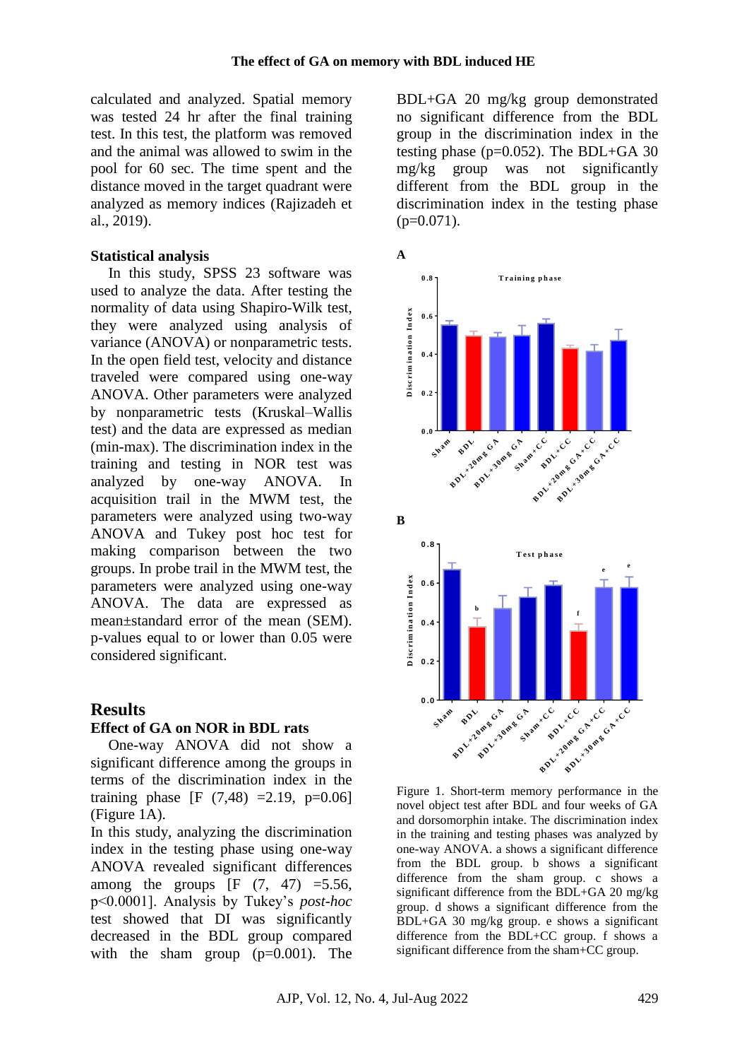calculated and analyzed. Spatial memory was tested 24 hr after the final training test. In this test, the platform was removed and the animal was allowed to swim in the pool for 60 sec. The time spent and the distance moved in the target quadrant were analyzed as memory indices (Rajizadeh et al., 2019).

### Statistical analysis

In this study, SPSS 23 software was used to analyze the data. After testing the normality of data using Shapiro-Wilk test, they were analyzed using analysis of variance (ANOVA) or nonparametric tests. In the open field test, velocity and distance traveled were compared using one-way ANOVA. Other parameters were analyzed by nonparametric tests (Kruskal–Wallis test) and the data are expressed as median (min-max). The discrimination index in the training and testing in NOR test was analyzed by one-way ANOVA. In acquisition trail in the MWM test, the parameters were analyzed using two-way ANOVA and Tukey post hoc test for making comparison between the two groups. In probe trail in the MWM test, the parameters were analyzed using one-way ANOVA. The data are expressed as mean±standard error of the mean (SEM). p-values equal to or lower than 0.05 were considered significant.

## Results

### Effect of GA on NOR in BDL rats

One-way ANOVA did not show a significant difference among the groups in terms of the discrimination index in the training phase [F (7,48) =2.19, p=0.06] (Figure 1A).

In this study, analyzing the discrimination index in the testing phase using one-way ANOVA revealed significant differences among the groups [F (7, 47) =5.56, p<0.0001]. Analysis by Tukey's *post-hoc* test showed that DI was significantly decreased in the BDL group compared with the sham group (p=0.001). The BDL+GA 20 mg/kg group demonstrated no significant difference from the BDL group in the discrimination index in the testing phase (p=0.052). The BDL+GA 30 mg/kg group was not significantly different from the BDL group in the discrimination index in the testing phase (p=0.071).

A

Training phase

Discrimination Index

0.0
0.2
0.4
0.6
0.8

Sham
BDL
BDL+20mg GA
BDL+30mg GA
Sham+CC
BDL+CC
BDL+20mg GA+CC
BDL+30mg GA+CC

B

Test phase

Discrimination Index

0.0
0.2
0.4
0.6
0.8

b
f
e
e

Sham
BDL
BDL+20mg GA
BDL+30mg GA
Sham+CC
BDL+CC
BDL+20mg GA+CC
BDL+30mg GA+CC

Figure 1. Short-term memory performance in the novel object test after BDL and four weeks of GA and dorsomorphin intake. The discrimination index in the training and testing phases was analyzed by one-way ANOVA. a shows a significant difference from the BDL group. b shows a significant difference from the sham group. c shows a significant difference from the BDL+GA 20 mg/kg group. d shows a significant difference from the BDL+GA 30 mg/kg group. e shows a significant difference from the BDL+CC group. f shows a significant difference from the sham+CC group.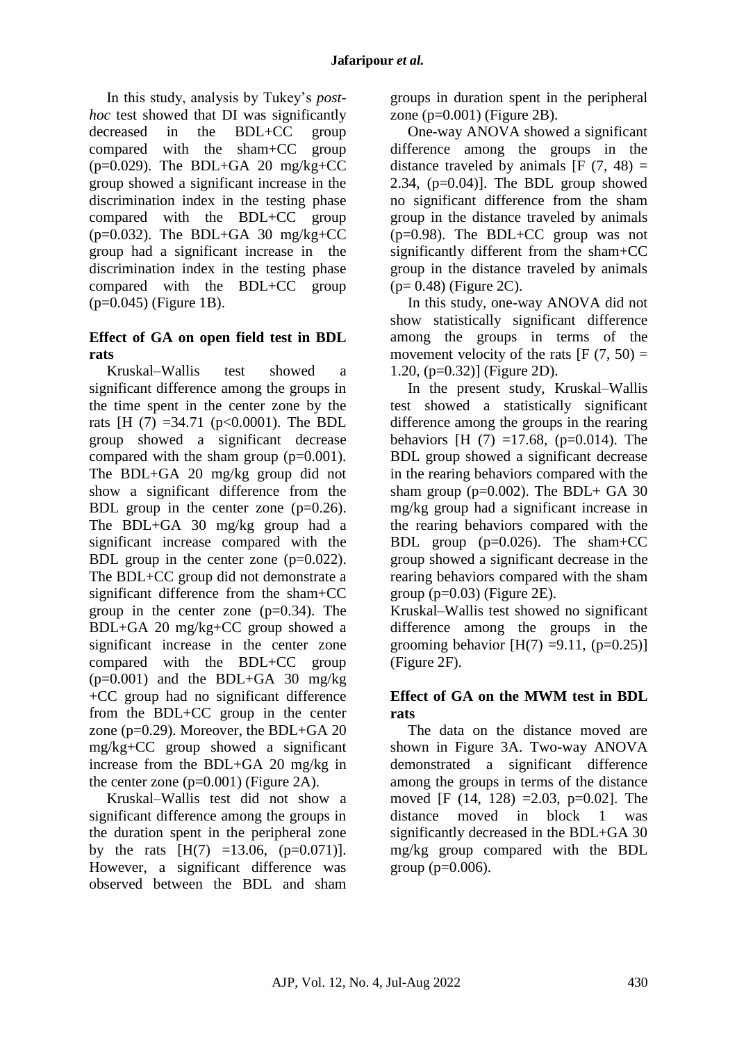In this study, analysis by Tukey's *post-hoc* test showed that DI was significantly decreased in the BDL+CC group compared with the sham+CC group ($p=0.029$). The BDL+GA 20 mg/kg+CC group showed a significant increase in the discrimination index in the testing phase compared with the BDL+CC group ($p=0.032$). The BDL+GA 30 mg/kg+CC group had a significant increase in the discrimination index in the testing phase compared with the BDL+CC group ($p=0.045$) (Figure 1B).

### Effect of GA on open field test in BDL rats

Kruskal–Wallis test showed a significant difference among the groups in the time spent in the center zone by the rats [$H(7)=34.71$ ($p<0.0001$). The BDL group showed a significant decrease compared with the sham group ($p=0.001$). The BDL+GA 20 mg/kg group did not show a significant difference from the BDL group in the center zone ($p=0.26$). The BDL+GA 30 mg/kg group had a significant increase compared with the BDL group in the center zone ($p=0.022$). The BDL+CC group did not demonstrate a significant difference from the sham+CC group in the center zone ($p=0.34$). The BDL+GA 20 mg/kg+CC group showed a significant increase in the center zone compared with the BDL+CC group ($p=0.001$) and the BDL+GA 30 mg/kg +CC group had no significant difference from the BDL+CC group in the center zone ($p=0.29$). Moreover, the BDL+GA 20 mg/kg+CC group showed a significant increase from the BDL+GA 20 mg/kg in the center zone ($p=0.001$) (Figure 2A).

Kruskal–Wallis test did not show a significant difference among the groups in the duration spent in the peripheral zone by the rats [$H(7)=13.06$, ($p=0.071$)]. However, a significant difference was observed between the BDL and sham groups in duration spent in the peripheral zone ($p=0.001$) (Figure 2B).

One-way ANOVA showed a significant difference among the groups in the distance traveled by animals [$F(7, 48)=2.34$, ($p=0.04$)]. The BDL group showed no significant difference from the sham group in the distance traveled by animals ($p=0.98$). The BDL+CC group was not significantly different from the sham+CC group in the distance traveled by animals ($p=0.48$) (Figure 2C).

In this study, one-way ANOVA did not show statistically significant difference among the groups in terms of the movement velocity of the rats [$F(7, 50)=1.20$, ($p=0.32$)] (Figure 2D).

In the present study, Kruskal–Wallis test showed a statistically significant difference among the groups in the rearing behaviors [$H(7)=17.68$, ($p=0.014$). The BDL group showed a significant decrease in the rearing behaviors compared with the sham group ($p=0.002$). The BDL+ GA 30 mg/kg group had a significant increase in the rearing behaviors compared with the BDL group ($p=0.026$). The sham+CC group showed a significant decrease in the rearing behaviors compared with the sham group ($p=0.03$) (Figure 2E).

Kruskal–Wallis test showed no significant difference among the groups in the grooming behavior [$H(7)=9.11$, ($p=0.25$)] (Figure 2F).

### Effect of GA on the MWM test in BDL rats

The data on the distance moved are shown in Figure 3A. Two-way ANOVA demonstrated a significant difference among the groups in terms of the distance moved [$F(14, 128)=2.03$, $p=0.02$]. The distance moved in block 1 was significantly decreased in the BDL+GA 30 mg/kg group compared with the BDL group ($p=0.006$).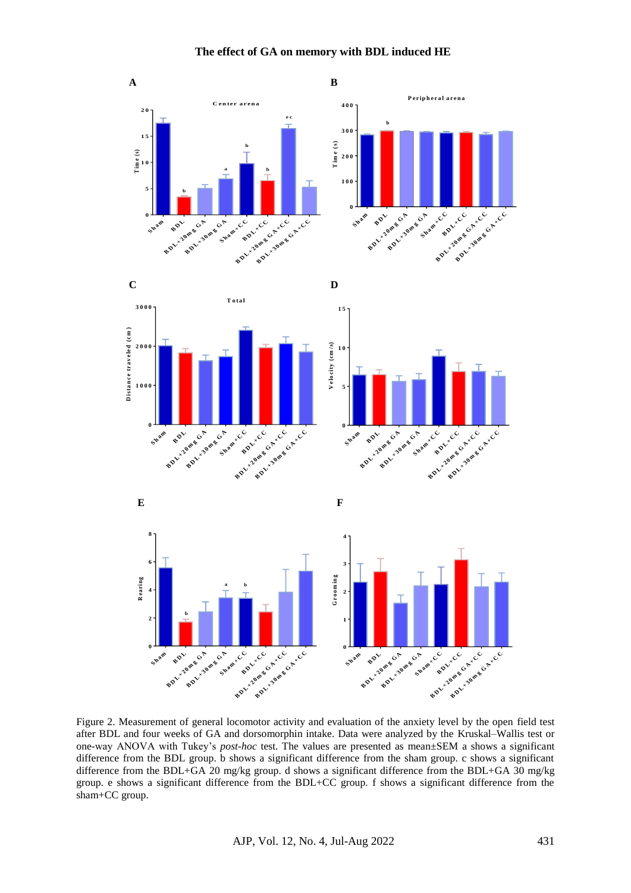**The effect of GA on memory with BDL induced HE**

A

Center arena

Time (s)

20
15
10
5
0

b
a
b
b
ec

Sham
BDL
BDL+20mg GA
BDL+30mg GA
Sham+CC
BDL+CC
BDL+20mg GA+CC
BDL+30mg GA+CC

B

Peripheral arena

Time (s)

400
300
200
100
0

b

Sham
BDL
BDL+20mg GA
BDL+30mg GA
Sham+CC
BDL+CC
BDL+20mg GA+CC
BDL+30mg GA+CC

C

Total

Distance traveled (cm)

3000
2000
1000
0

Sham
BDL
BDL+20mg GA
BDL+30mg GA
Sham+CC
BDL+CC
BDL+20mg GA+CC
BDL+30mg GA+CC

D

Velocity (cm/s)

15
10
5
0

Sham
BDL
BDL+20mg GA
BDL+30mg GA
Sham+CC
BDL+CC
BDL+20mg GA+CC
BDL+30mg GA+CC

E

Rearing

8
6
4
2
0

b
a
b

Sham
BDL
BDL+20mg GA
BDL+30mg GA
Sham+CC
BDL+CC
BDL+20mg GA+CC
BDL+30mg GA+CC

F

Grooming

4
3
2
1
0

Sham
BDL
BDL+20mg GA
BDL+30mg GA
Sham+CC
BDL+CC
BDL+20mg GA+CC
BDL+30mg GA+CC

Figure 2. Measurement of general locomotor activity and evaluation of the anxiety level by the open field test after BDL and four weeks of GA and dorsomorphin intake. Data were analyzed by the Kruskal–Wallis test or one-way ANOVA with Tukey's *post-hoc* test. The values are presented as mean±SEM a shows a significant difference from the BDL group. b shows a significant difference from the sham group. c shows a significant difference from the BDL+GA 20 mg/kg group. d shows a significant difference from the BDL+GA 30 mg/kg group. e shows a significant difference from the BDL+CC group. f shows a significant difference from the sham+CC group.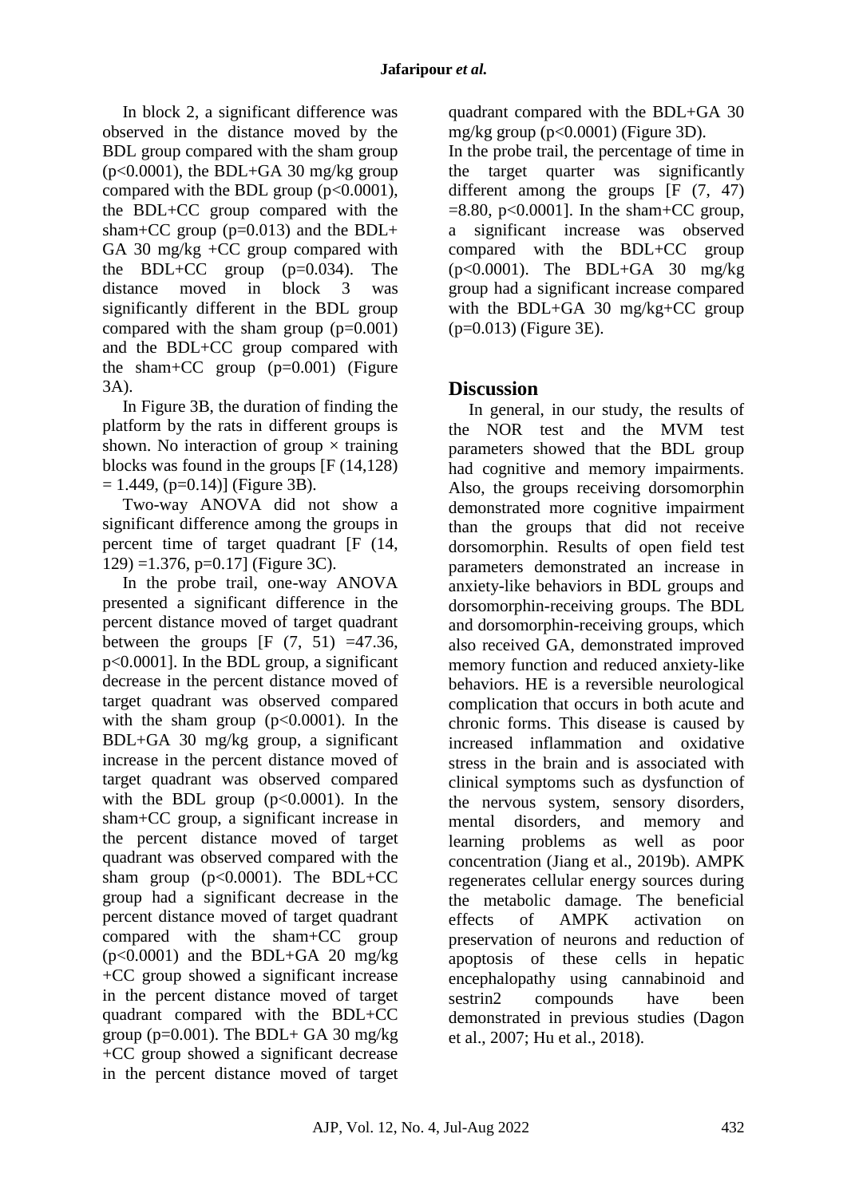In block 2, a significant difference was observed in the distance moved by the BDL group compared with the sham group ($p<0.0001$), the BDL+GA 30 mg/kg group compared with the BDL group ($p<0.0001$), the BDL+CC group compared with the sham+CC group ($p=0.013$) and the BDL+ GA 30 mg/kg +CC group compared with the BDL+CC group ($p=0.034$). The distance moved in block 3 was significantly different in the BDL group compared with the sham group ($p=0.001$) and the BDL+CC group compared with the sham+CC group ($p=0.001$) (Figure 3A).

In Figure 3B, the duration of finding the platform by the rats in different groups is shown. No interaction of group × training blocks was found in the groups [$F_{(14,128)} = 1.449$, ($p=0.14$)] (Figure 3B).

Two-way ANOVA did not show a significant difference among the groups in percent time of target quadrant [$F_{(14, 129)} =1.376$, $p=0.17$] (Figure 3C).

In the probe trail, one-way ANOVA presented a significant difference in the percent distance moved of target quadrant between the groups [$F_{(7, 51)} =47.36$, $p<0.0001$]. In the BDL group, a significant decrease in the percent distance moved of target quadrant was observed compared with the sham group ($p<0.0001$). In the BDL+GA 30 mg/kg group, a significant increase in the percent distance moved of target quadrant was observed compared with the BDL group ($p<0.0001$). In the sham+CC group, a significant increase in the percent distance moved of target quadrant was observed compared with the sham group ($p<0.0001$). The BDL+CC group had a significant decrease in the percent distance moved of target quadrant compared with the sham+CC group ($p<0.0001$) and the BDL+GA 20 mg/kg +CC group showed a significant increase in the percent distance moved of target quadrant compared with the BDL+CC group ($p=0.001$). The BDL+ GA 30 mg/kg +CC group showed a significant decrease in the percent distance moved of target quadrant compared with the BDL+GA 30 mg/kg group ($p<0.0001$) (Figure 3D).

In the probe trail, the percentage of time in the target quarter was significantly different among the groups [$F_{(7, 47)} =8.80$, $p<0.0001$]. In the sham+CC group, a significant increase was observed compared with the BDL+CC group ($p<0.0001$). The BDL+GA 30 mg/kg group had a significant increase compared with the BDL+GA 30 mg/kg+CC group ($p=0.013$) (Figure 3E).

## Discussion

In general, in our study, the results of the NOR test and the MVM test parameters showed that the BDL group had cognitive and memory impairments. Also, the groups receiving dorsomorphin demonstrated more cognitive impairment than the groups that did not receive dorsomorphin. Results of open field test parameters demonstrated an increase in anxiety-like behaviors in BDL groups and dorsomorphin-receiving groups. The BDL and dorsomorphin-receiving groups, which also received GA, demonstrated improved memory function and reduced anxiety-like behaviors. HE is a reversible neurological complication that occurs in both acute and chronic forms. This disease is caused by increased inflammation and oxidative stress in the brain and is associated with clinical symptoms such as dysfunction of the nervous system, sensory disorders, mental disorders, and memory and learning problems as well as poor concentration (Jiang et al., 2019b). AMPK regenerates cellular energy sources during the metabolic damage. The beneficial effects of AMPK activation on preservation of neurons and reduction of apoptosis of these cells in hepatic encephalopathy using cannabinoid and sestrin2 compounds have been demonstrated in previous studies (Dagon et al., 2007; Hu et al., 2018).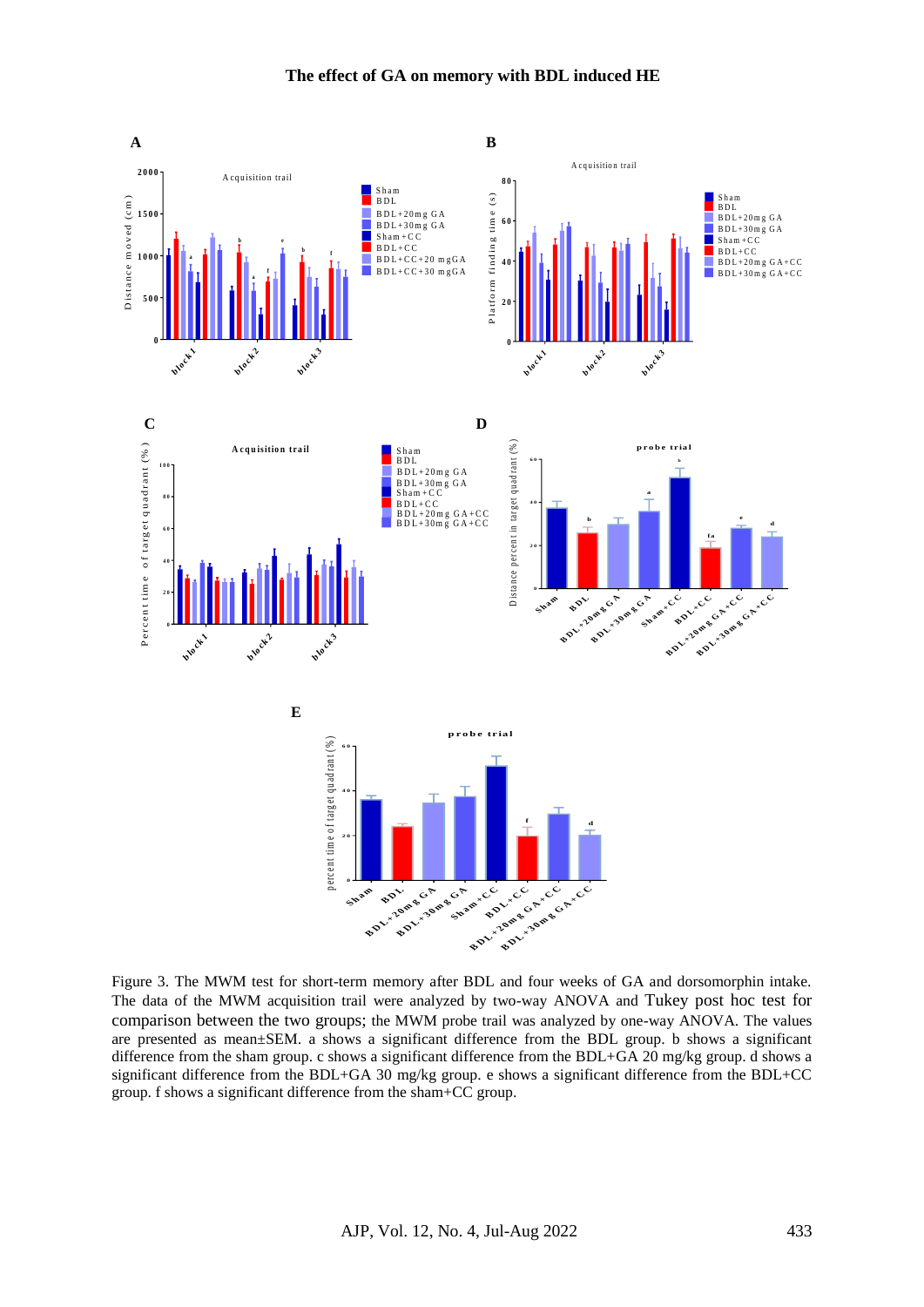**The effect of GA on memory with BDL induced HE**

A

Acquisition trail

Distance moved (cm)

2000
1500
1000
500
0

block1 block2 block3

Sham
BDL
BDL+20mg GA
BDL+30mg GA
Sham+CC
BDL+CC
BDL+CC+20 mgGA
BDL+CC+30 mgGA

B

Acquisition trail

Platform finding time (s)

80
60
40
20
0

block1 block2 block3

Sham
BDL
BDL+20mg GA
BDL+30mg GA
Sham+CC
BDL+CC
BDL+20mg GA+CC
BDL+30mg GA+CC

C

Acquisition trail

Percent time of target quadrant (%)

100
80
60
40
20
0

block1 block2 block3

Sham
BDL
BDL+20mg GA
BDL+30mg GA
Sham+CC
BDL+CC
BDL+20mg GA+CC
BDL+30mg GA+CC

D

probe trial

Distance percent in target quadrant (%)

60
40
20
0

Sham BDL BDL+20mg GA BDL+30mg GA Sham+CC BDL+CC BDL+20mg GA+CC BDL+30mg GA+CC

E

probe trial

percent time of target quadrant (%)

60
40
20
0

Sham BDL BDL+20mg GA BDL+30mg GA Sham+CC BDL+CC BDL+20mg GA+CC BDL+30mg GA+CC

Figure 3. The MWM test for short-term memory after BDL and four weeks of GA and dorsomorphin intake. The data of the MWM acquisition trail were analyzed by two-way ANOVA and Tukey post hoc test for comparison between the two groups; the MWM probe trail was analyzed by one-way ANOVA. The values are presented as mean±SEM. a shows a significant difference from the BDL group. b shows a significant difference from the sham group. c shows a significant difference from the BDL+GA 20 mg/kg group. d shows a significant difference from the BDL+GA 30 mg/kg group. e shows a significant difference from the BDL+CC group. f shows a significant difference from the sham+CC group.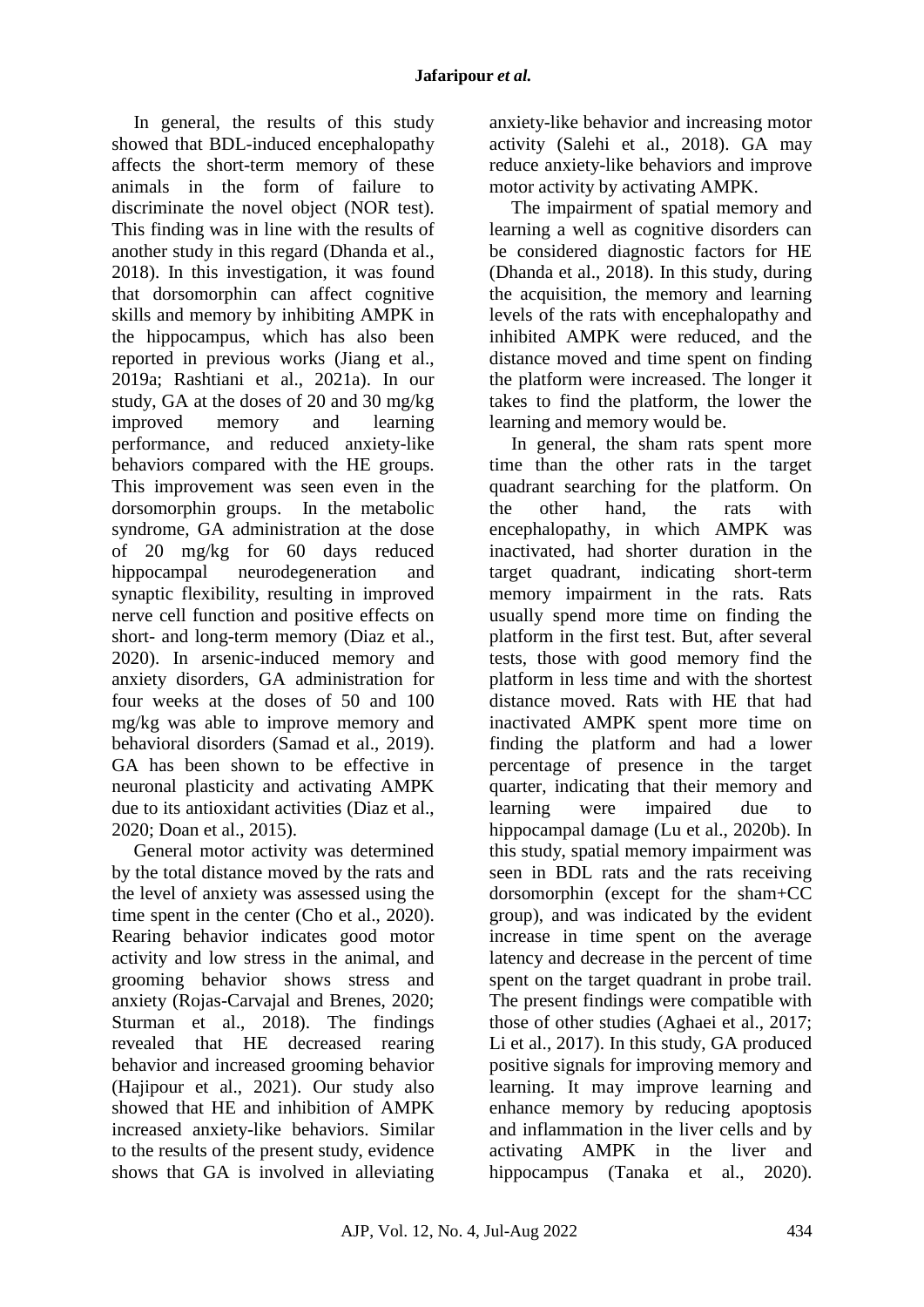In general, the results of this study showed that BDL-induced encephalopathy affects the short-term memory of these animals in the form of failure to discriminate the novel object (NOR test). This finding was in line with the results of another study in this regard (Dhanda et al., 2018). In this investigation, it was found that dorsomorphin can affect cognitive skills and memory by inhibiting AMPK in the hippocampus, which has also been reported in previous works (Jiang et al., 2019a; Rashtiani et al., 2021a). In our study, GA at the doses of 20 and 30 mg/kg improved memory and learning performance, and reduced anxiety-like behaviors compared with the HE groups. This improvement was seen even in the dorsomorphin groups. In the metabolic syndrome, GA administration at the dose of 20 mg/kg for 60 days reduced hippocampal neurodegeneration and synaptic flexibility, resulting in improved nerve cell function and positive effects on short- and long-term memory (Diaz et al., 2020). In arsenic-induced memory and anxiety disorders, GA administration for four weeks at the doses of 50 and 100 mg/kg was able to improve memory and behavioral disorders (Samad et al., 2019). GA has been shown to be effective in neuronal plasticity and activating AMPK due to its antioxidant activities (Diaz et al., 2020; Doan et al., 2015).

General motor activity was determined by the total distance moved by the rats and the level of anxiety was assessed using the time spent in the center (Cho et al., 2020). Rearing behavior indicates good motor activity and low stress in the animal, and grooming behavior shows stress and anxiety (Rojas-Carvajal and Brenes, 2020; Sturman et al., 2018). The findings revealed that HE decreased rearing behavior and increased grooming behavior (Hajipour et al., 2021). Our study also showed that HE and inhibition of AMPK increased anxiety-like behaviors. Similar to the results of the present study, evidence shows that GA is involved in alleviating anxiety-like behavior and increasing motor activity (Salehi et al., 2018). GA may reduce anxiety-like behaviors and improve motor activity by activating AMPK.

The impairment of spatial memory and learning a well as cognitive disorders can be considered diagnostic factors for HE (Dhanda et al., 2018). In this study, during the acquisition, the memory and learning levels of the rats with encephalopathy and inhibited AMPK were reduced, and the distance moved and time spent on finding the platform were increased. The longer it takes to find the platform, the lower the learning and memory would be.

In general, the sham rats spent more time than the other rats in the target quadrant searching for the platform. On the other hand, the rats with encephalopathy, in which AMPK was inactivated, had shorter duration in the target quadrant, indicating short-term memory impairment in the rats. Rats usually spend more time on finding the platform in the first test. But, after several tests, those with good memory find the platform in less time and with the shortest distance moved. Rats with HE that had inactivated AMPK spent more time on finding the platform and had a lower percentage of presence in the target quarter, indicating that their memory and learning were impaired due to hippocampal damage (Lu et al., 2020b). In this study, spatial memory impairment was seen in BDL rats and the rats receiving dorsomorphin (except for the sham+CC group), and was indicated by the evident increase in time spent on the average latency and decrease in the percent of time spent on the target quadrant in probe trail. The present findings were compatible with those of other studies (Aghaei et al., 2017; Li et al., 2017). In this study, GA produced positive signals for improving memory and learning. It may improve learning and enhance memory by reducing apoptosis and inflammation in the liver cells and by activating AMPK in the liver and hippocampus (Tanaka et al., 2020).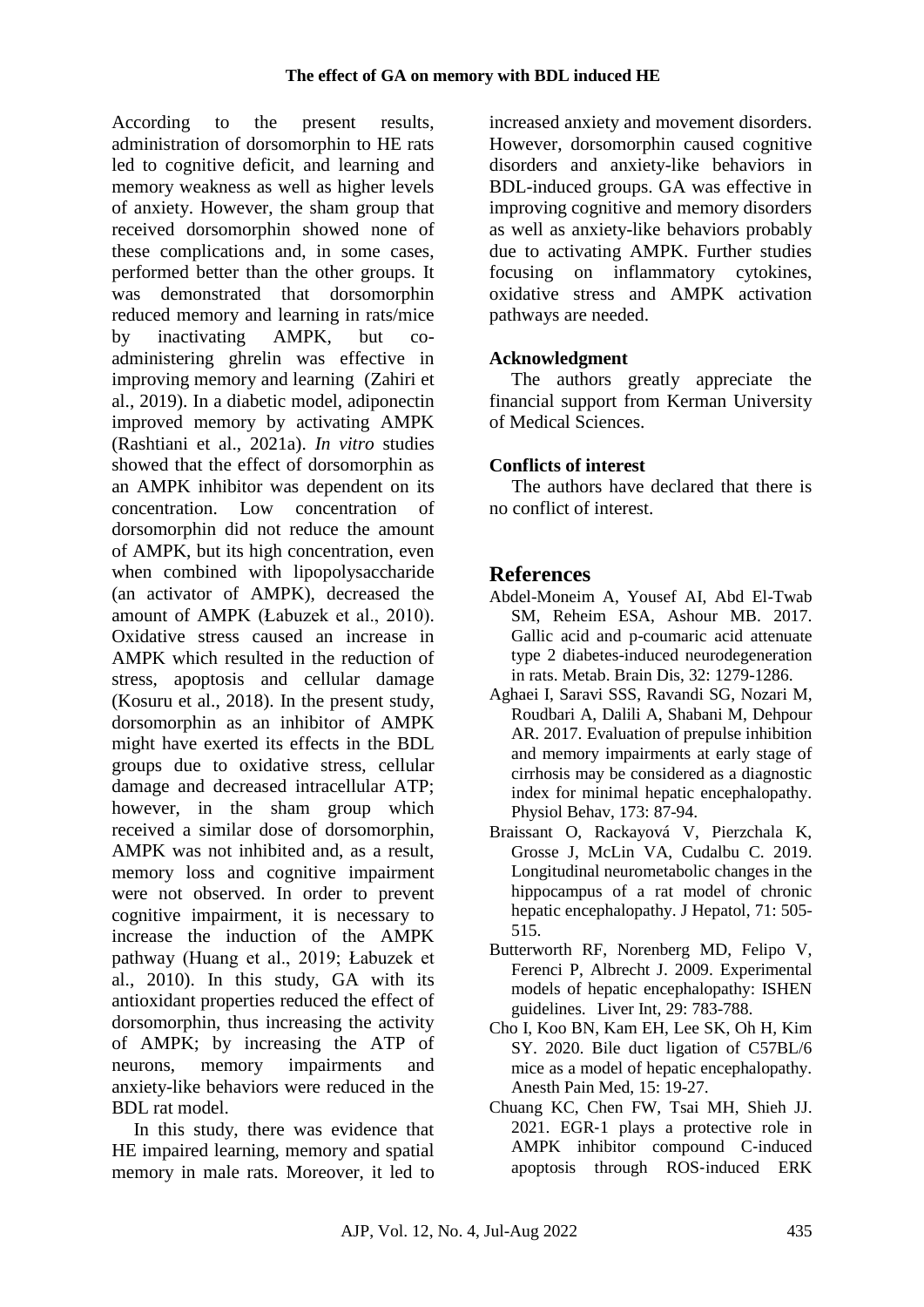According to the present results, administration of dorsomorphin to HE rats led to cognitive deficit, and learning and memory weakness as well as higher levels of anxiety. However, the sham group that received dorsomorphin showed none of these complications and, in some cases, performed better than the other groups. It was demonstrated that dorsomorphin reduced memory and learning in rats/mice by inactivating AMPK, but co-administering ghrelin was effective in improving memory and learning (Zahiri et al., 2019). In a diabetic model, adiponectin improved memory by activating AMPK (Rashtiani et al., 2021a). *In vitro* studies showed that the effect of dorsomorphin as an AMPK inhibitor was dependent on its concentration. Low concentration of dorsomorphin did not reduce the amount of AMPK, but its high concentration, even when combined with lipopolysaccharide (an activator of AMPK), decreased the amount of AMPK (Łabuzek et al., 2010). Oxidative stress caused an increase in AMPK which resulted in the reduction of stress, apoptosis and cellular damage (Kosuru et al., 2018). In the present study, dorsomorphin as an inhibitor of AMPK might have exerted its effects in the BDL groups due to oxidative stress, cellular damage and decreased intracellular ATP; however, in the sham group which received a similar dose of dorsomorphin, AMPK was not inhibited and, as a result, memory loss and cognitive impairment were not observed. In order to prevent cognitive impairment, it is necessary to increase the induction of the AMPK pathway (Huang et al., 2019; Łabuzek et al., 2010). In this study, GA with its antioxidant properties reduced the effect of dorsomorphin, thus increasing the activity of AMPK; by increasing the ATP of neurons, memory impairments and anxiety-like behaviors were reduced in the BDL rat model.

In this study, there was evidence that HE impaired learning, memory and spatial memory in male rats. Moreover, it led to increased anxiety and movement disorders. However, dorsomorphin caused cognitive disorders and anxiety-like behaviors in BDL-induced groups. GA was effective in improving cognitive and memory disorders as well as anxiety-like behaviors probably due to activating AMPK. Further studies focusing on inflammatory cytokines, oxidative stress and AMPK activation pathways are needed.

### Acknowledgment

The authors greatly appreciate the financial support from Kerman University of Medical Sciences.

### Conflicts of interest

The authors have declared that there is no conflict of interest.

## References

Abdel-Moneim A, Yousef AI, Abd El-Twab SM, Reheim ESA, Ashour MB. 2017. Gallic acid and p-coumaric acid attenuate type 2 diabetes-induced neurodegeneration in rats. Metab. Brain Dis, 32: 1279-1286.

Aghaei I, Saravi SSS, Ravandi SG, Nozari M, Roudbari A, Dalili A, Shabani M, Dehpour AR. 2017. Evaluation of prepulse inhibition and memory impairments at early stage of cirrhosis may be considered as a diagnostic index for minimal hepatic encephalopathy. Physiol Behav, 173: 87-94.

Braissant O, Rackayová V, Pierzchala K, Grosse J, McLin VA, Cudalbu C. 2019. Longitudinal neurometabolic changes in the hippocampus of a rat model of chronic hepatic encephalopathy. J Hepatol, 71: 505-515.

Butterworth RF, Norenberg MD, Felipo V, Ferenci P, Albrecht J. 2009. Experimental models of hepatic encephalopathy: ISHEN guidelines. Liver Int, 29: 783-788.

Cho I, Koo BN, Kam EH, Lee SK, Oh H, Kim SY. 2020. Bile duct ligation of C57BL/6 mice as a model of hepatic encephalopathy. Anesth Pain Med, 15: 19-27.

Chuang KC, Chen FW, Tsai MH, Shieh JJ. 2021. EGR-1 plays a protective role in AMPK inhibitor compound C-induced apoptosis through ROS-induced ERK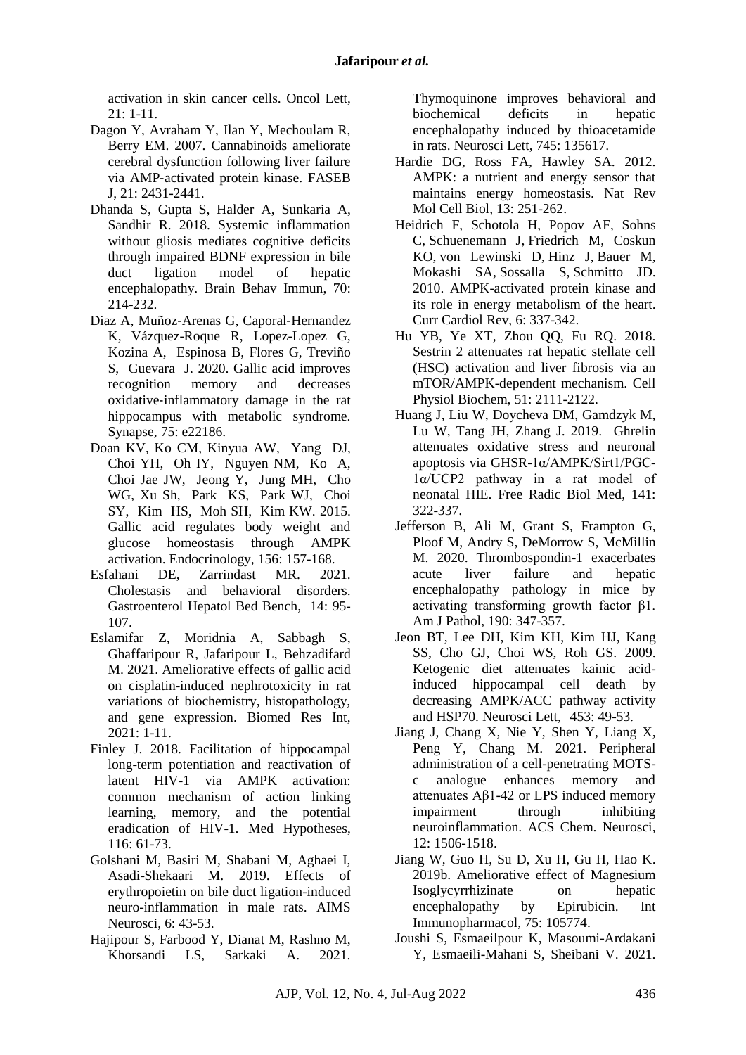activation in skin cancer cells. Oncol Lett, 21: 1-11.

Dagon Y, Avraham Y, Ilan Y, Mechoulam R, Berry EM. 2007. Cannabinoids ameliorate cerebral dysfunction following liver failure via AMP-activated protein kinase. FASEB J, 21: 2431-2441.

Dhanda S, Gupta S, Halder A, Sunkaria A, Sandhir R. 2018. Systemic inflammation without gliosis mediates cognitive deficits through impaired BDNF expression in bile duct ligation model of hepatic encephalopathy. Brain Behav Immun, 70: 214-232.

Diaz A, Muñoz-Arenas G, Caporal-Hernandez K, Vázquez-Roque R, Lopez-Lopez G, Kozina A, Espinosa B, Flores G, Treviño S, Guevara J. 2020. Gallic acid improves recognition memory and decreases oxidative-inflammatory damage in the rat hippocampus with metabolic syndrome. Synapse, 75: e22186.

Doan KV, Ko CM, Kinyua AW, Yang DJ, Choi YH, Oh IY, Nguyen NM, Ko A, Choi Jae JW, Jeong Y, Jung MH, Cho WG, Xu Sh, Park KS, Park WJ, Choi SY, Kim HS, Moh SH, Kim KW. 2015. Gallic acid regulates body weight and glucose homeostasis through AMPK activation. Endocrinology, 156: 157-168.

Esfahani DE, Zarrindast MR. 2021. Cholestasis and behavioral disorders. Gastroenterol Hepatol Bed Bench, 14: 95-107.

Eslamifar Z, Moridnia A, Sabbagh S, Ghaffaripour R, Jafaripour L, Behzadifard M. 2021. Ameliorative effects of gallic acid on cisplatin-induced nephrotoxicity in rat variations of biochemistry, histopathology, and gene expression. Biomed Res Int, 2021: 1-11.

Finley J. 2018. Facilitation of hippocampal long-term potentiation and reactivation of latent HIV-1 via AMPK activation: common mechanism of action linking learning, memory, and the potential eradication of HIV-1. Med Hypotheses, 116: 61-73.

Golshani M, Basiri M, Shabani M, Aghaei I, Asadi-Shekaari M. 2019. Effects of erythropoietin on bile duct ligation-induced neuro-inflammation in male rats. AIMS Neurosci, 6: 43-53.

Hajipour S, Farbood Y, Dianat M, Rashno M, Khorsandi LS, Sarkaki A. 2021. Thymoquinone improves behavioral and biochemical deficits in hepatic encephalopathy induced by thioacetamide in rats. Neurosci Lett, 745: 135617.

Hardie DG, Ross FA, Hawley SA. 2012. AMPK: a nutrient and energy sensor that maintains energy homeostasis. Nat Rev Mol Cell Biol, 13: 251-262.

Heidrich F, Schotola H, Popov AF, Sohns C, Schuenemann J, Friedrich M, Coskun KO, von Lewinski D, Hinz J, Bauer M, Mokashi SA, Sossalla S, Schmitto JD. 2010. AMPK-activated protein kinase and its role in energy metabolism of the heart. Curr Cardiol Rev, 6: 337-342.

Hu YB, Ye XT, Zhou QQ, Fu RQ. 2018. Sestrin 2 attenuates rat hepatic stellate cell (HSC) activation and liver fibrosis via an mTOR/AMPK-dependent mechanism. Cell Physiol Biochem, 51: 2111-2122.

Huang J, Liu W, Doycheva DM, Gamdzyk M, Lu W, Tang JH, Zhang J. 2019. Ghrelin attenuates oxidative stress and neuronal apoptosis via GHSR-1α/AMPK/Sirt1/PGC-1α/UCP2 pathway in a rat model of neonatal HIE. Free Radic Biol Med, 141: 322-337.

Jefferson B, Ali M, Grant S, Frampton G, Ploof M, Andry S, DeMorrow S, McMillin M. 2020. Thrombospondin-1 exacerbates acute liver failure and hepatic encephalopathy pathology in mice by activating transforming growth factor β1. Am J Pathol, 190: 347-357.

Jeon BT, Lee DH, Kim KH, Kim HJ, Kang SS, Cho GJ, Choi WS, Roh GS. 2009. Ketogenic diet attenuates kainic acid-induced hippocampal cell death by decreasing AMPK/ACC pathway activity and HSP70. Neurosci Lett, 453: 49-53.

Jiang J, Chang X, Nie Y, Shen Y, Liang X, Peng Y, Chang M. 2021. Peripheral administration of a cell-penetrating MOTS-c analogue enhances memory and attenuates Aβ1-42 or LPS induced memory impairment through inhibiting neuroinflammation. ACS Chem. Neurosci, 12: 1506-1518.

Jiang W, Guo H, Su D, Xu H, Gu H, Hao K. 2019b. Ameliorative effect of Magnesium Isoglycyrrhizinate on hepatic encephalopathy by Epirubicin. Int Immunopharmacol, 75: 105774.

Joushi S, Esmaeilpour K, Masoumi-Ardakani Y, Esmaeili-Mahani S, Sheibani V. 2021.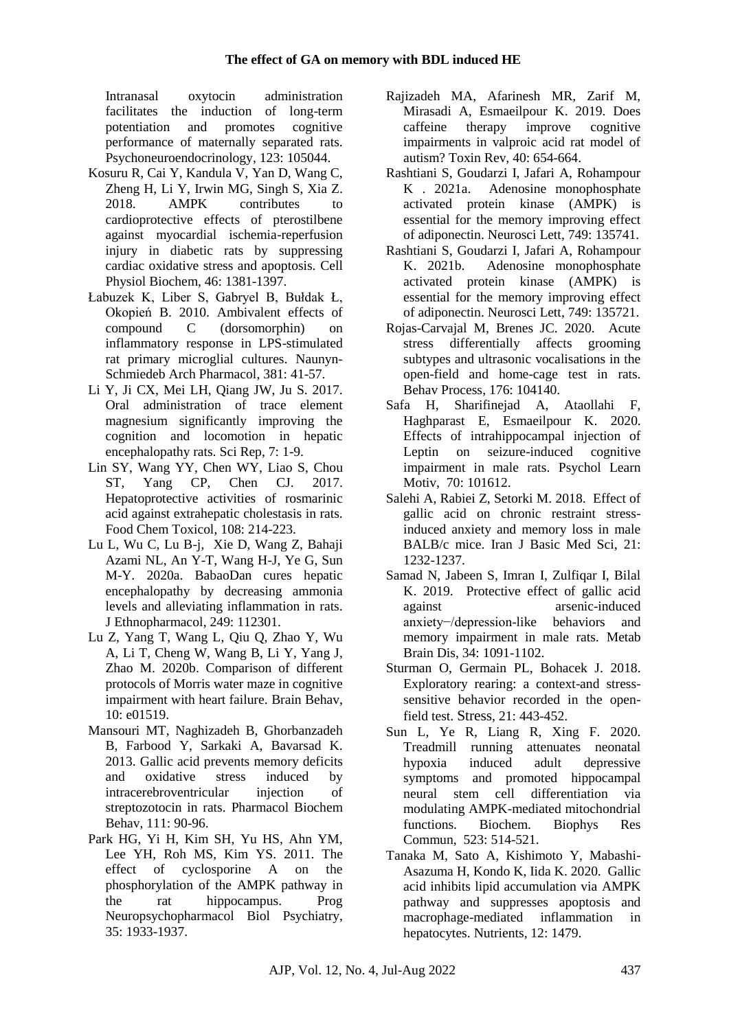Intranasal oxytocin administration facilitates the induction of long-term potentiation and promotes cognitive performance of maternally separated rats. Psychoneuroendocrinology, 123: 105044.

Kosuru R, Cai Y, Kandula V, Yan D, Wang C, Zheng H, Li Y, Irwin MG, Singh S, Xia Z. 2018. AMPK contributes to cardioprotective effects of pterostilbene against myocardial ischemia-reperfusion injury in diabetic rats by suppressing cardiac oxidative stress and apoptosis. Cell Physiol Biochem, 46: 1381-1397.

Łabuzek K, Liber S, Gabryel B, Bułdak Ł, Okopień B. 2010. Ambivalent effects of compound C (dorsomorphin) on inflammatory response in LPS-stimulated rat primary microglial cultures. Naunyn-Schmiedeb Arch Pharmacol, 381: 41-57.

Li Y, Ji CX, Mei LH, Qiang JW, Ju S. 2017. Oral administration of trace element magnesium significantly improving the cognition and locomotion in hepatic encephalopathy rats. Sci Rep, 7: 1-9.

Lin SY, Wang YY, Chen WY, Liao S, Chou ST, Yang CP, Chen CJ. 2017. Hepatoprotective activities of rosmarinic acid against extrahepatic cholestasis in rats. Food Chem Toxicol, 108: 214-223.

Lu L, Wu C, Lu B-j, Xie D, Wang Z, Bahaji Azami NL, An Y-T, Wang H-J, Ye G, Sun M-Y. 2020a. BabaoDan cures hepatic encephalopathy by decreasing ammonia levels and alleviating inflammation in rats. J Ethnopharmacol, 249: 112301.

Lu Z, Yang T, Wang L, Qiu Q, Zhao Y, Wu A, Li T, Cheng W, Wang B, Li Y, Yang J, Zhao M. 2020b. Comparison of different protocols of Morris water maze in cognitive impairment with heart failure. Brain Behav, 10: e01519.

Mansouri MT, Naghizadeh B, Ghorbanzadeh B, Farbood Y, Sarkaki A, Bavarsad K. 2013. Gallic acid prevents memory deficits and oxidative stress induced by intracerebroventricular injection of streptozotocin in rats. Pharmacol Biochem Behav, 111: 90-96.

Park HG, Yi H, Kim SH, Yu HS, Ahn YM, Lee YH, Roh MS, Kim YS. 2011. The effect of cyclosporine A on the phosphorylation of the AMPK pathway in the rat hippocampus. Prog Neuropsychopharmacol Biol Psychiatry, 35: 1933-1937.

Rajizadeh MA, Afarinesh MR, Zarif M, Mirasadi A, Esmaeilpour K. 2019. Does caffeine therapy improve cognitive impairments in valproic acid rat model of autism? Toxin Rev, 40: 654-664.

Rashtiani S, Goudarzi I, Jafari A, Rohampour K . 2021a. Adenosine monophosphate activated protein kinase (AMPK) is essential for the memory improving effect of adiponectin. Neurosci Lett, 749: 135741.

Rashtiani S, Goudarzi I, Jafari A, Rohampour K. 2021b. Adenosine monophosphate activated protein kinase (AMPK) is essential for the memory improving effect of adiponectin. Neurosci Lett, 749: 135721.

Rojas-Carvajal M, Brenes JC. 2020. Acute stress differentially affects grooming subtypes and ultrasonic vocalisations in the open-field and home-cage test in rats. Behav Process, 176: 104140.

Safa H, Sharifinejad A, Ataollahi F, Haghparast E, Esmaeilpour K. 2020. Effects of intrahippocampal injection of Leptin on seizure-induced cognitive impairment in male rats. Psychol Learn Motiv, 70: 101612.

Salehi A, Rabiei Z, Setorki M. 2018. Effect of gallic acid on chronic restraint stress-induced anxiety and memory loss in male BALB/c mice. Iran J Basic Med Sci, 21: 1232-1237.

Samad N, Jabeen S, Imran I, Zulfiqar I, Bilal K. 2019. Protective effect of gallic acid against arsenic-induced anxiety−/depression-like behaviors and memory impairment in male rats. Metab Brain Dis, 34: 1091-1102.

Sturman O, Germain PL, Bohacek J. 2018. Exploratory rearing: a context-and stress-sensitive behavior recorded in the open-field test. Stress, 21: 443-452.

Sun L, Ye R, Liang R, Xing F. 2020. Treadmill running attenuates neonatal hypoxia induced adult depressive symptoms and promoted hippocampal neural stem cell differentiation via modulating AMPK-mediated mitochondrial functions. Biochem. Biophys Res Commun, 523: 514-521.

Tanaka M, Sato A, Kishimoto Y, Mabashi-Asazuma H, Kondo K, Iida K. 2020. Gallic acid inhibits lipid accumulation via AMPK pathway and suppresses apoptosis and macrophage-mediated inflammation in hepatocytes. Nutrients, 12: 1479.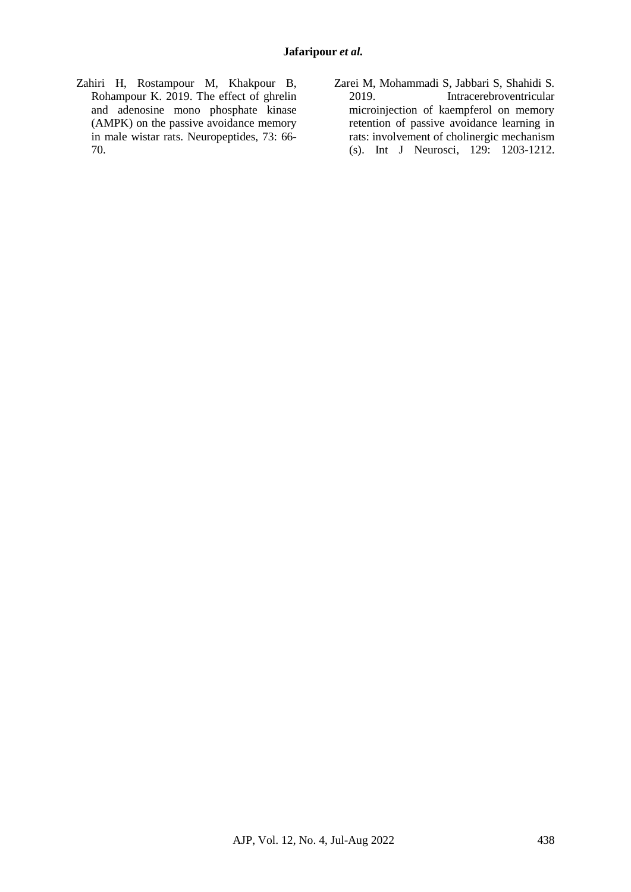Zahiri H, Rostampour M, Khakpour B, Rohampour K. 2019. The effect of ghrelin and adenosine mono phosphate kinase (AMPK) on the passive avoidance memory in male wistar rats. Neuropeptides, 73: 66-70.

Zarei M, Mohammadi S, Jabbari S, Shahidi S. 2019. Intracerebroventricular microinjection of kaempferol on memory retention of passive avoidance learning in rats: involvement of cholinergic mechanism (s). Int J Neurosci, 129: 1203-1212.